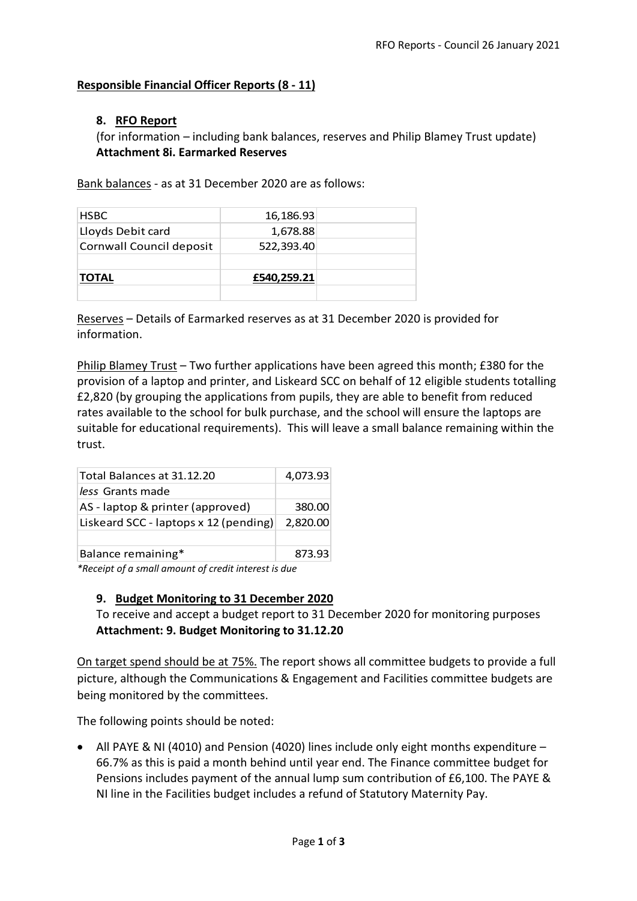## Responsible Financial Officer Reports (8 - 11)

### 8. RFO Report

(for information – including bank balances, reserves and Philip Blamey Trust update)
**Attachment 8i. Earmarked Reserves**

Bank balances - as at 31 December 2020 are as follows:

| | | |
|---|---|---|
| HSBC | 16,186.93 | |
| Lloyds Debit card | 1,678.88 | |
| Cornwall Council deposit | 522,393.40 | |
| | | |
| **TOTAL** | **£540,259.21** | |
| | | |

Reserves – Details of Earmarked reserves as at 31 December 2020 is provided for information.

Philip Blamey Trust – Two further applications have been agreed this month; £380 for the provision of a laptop and printer, and Liskeard SCC on behalf of 12 eligible students totalling £2,820 (by grouping the applications from pupils, they are able to benefit from reduced rates available to the school for bulk purchase, and the school will ensure the laptops are suitable for educational requirements). This will leave a small balance remaining within the trust.

| | |
|---|---|
| Total Balances at 31.12.20 | 4,073.93 |
| *less* Grants made | |
| AS - laptop & printer (approved) | 380.00 |
| Liskeard SCC - laptops x 12 (pending) | 2,820.00 |
| | |
| Balance remaining* | 873.93 |

*\*Receipt of a small amount of credit interest is due*

### 9. Budget Monitoring to 31 December 2020

To receive and accept a budget report to 31 December 2020 for monitoring purposes
**Attachment: 9. Budget Monitoring to 31.12.20**

On target spend should be at 75%. The report shows all committee budgets to provide a full picture, although the Communications & Engagement and Facilities committee budgets are being monitored by the committees.

The following points should be noted:

- All PAYE & NI (4010) and Pension (4020) lines include only eight months expenditure – 66.7% as this is paid a month behind until year end. The Finance committee budget for Pensions includes payment of the annual lump sum contribution of £6,100. The PAYE & NI line in the Facilities budget includes a refund of Statutory Maternity Pay.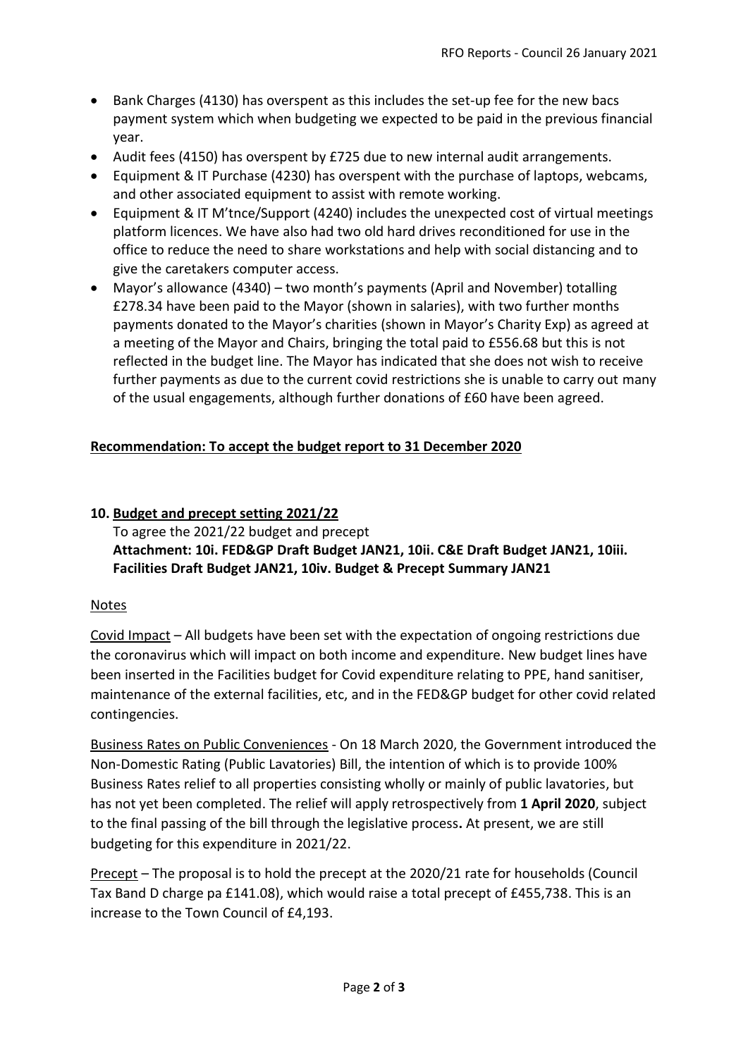- Bank Charges (4130) has overspent as this includes the set-up fee for the new bacs payment system which when budgeting we expected to be paid in the previous financial year.
- Audit fees (4150) has overspent by £725 due to new internal audit arrangements.
- Equipment & IT Purchase (4230) has overspent with the purchase of laptops, webcams, and other associated equipment to assist with remote working.
- Equipment & IT M'tnce/Support (4240) includes the unexpected cost of virtual meetings platform licences. We have also had two old hard drives reconditioned for use in the office to reduce the need to share workstations and help with social distancing and to give the caretakers computer access.
- Mayor's allowance (4340) – two month's payments (April and November) totalling £278.34 have been paid to the Mayor (shown in salaries), with two further months payments donated to the Mayor's charities (shown in Mayor's Charity Exp) as agreed at a meeting of the Mayor and Chairs, bringing the total paid to £556.68 but this is not reflected in the budget line. The Mayor has indicated that she does not wish to receive further payments as due to the current covid restrictions she is unable to carry out many of the usual engagements, although further donations of £60 have been agreed.

**Recommendation: To accept the budget report to 31 December 2020**

**10. Budget and precept setting 2021/22**

To agree the 2021/22 budget and precept

**Attachment: 10i. FED&GP Draft Budget JAN21, 10ii. C&E Draft Budget JAN21, 10iii. Facilities Draft Budget JAN21, 10iv. Budget & Precept Summary JAN21**

Notes

Covid Impact – All budgets have been set with the expectation of ongoing restrictions due the coronavirus which will impact on both income and expenditure. New budget lines have been inserted in the Facilities budget for Covid expenditure relating to PPE, hand sanitiser, maintenance of the external facilities, etc, and in the FED&GP budget for other covid related contingencies.

Business Rates on Public Conveniences - On 18 March 2020, the Government introduced the Non-Domestic Rating (Public Lavatories) Bill, the intention of which is to provide 100% Business Rates relief to all properties consisting wholly or mainly of public lavatories, but has not yet been completed. The relief will apply retrospectively from **1 April 2020**, subject to the final passing of the bill through the legislative process**.** At present, we are still budgeting for this expenditure in 2021/22.

Precept – The proposal is to hold the precept at the 2020/21 rate for households (Council Tax Band D charge pa £141.08), which would raise a total precept of £455,738. This is an increase to the Town Council of £4,193.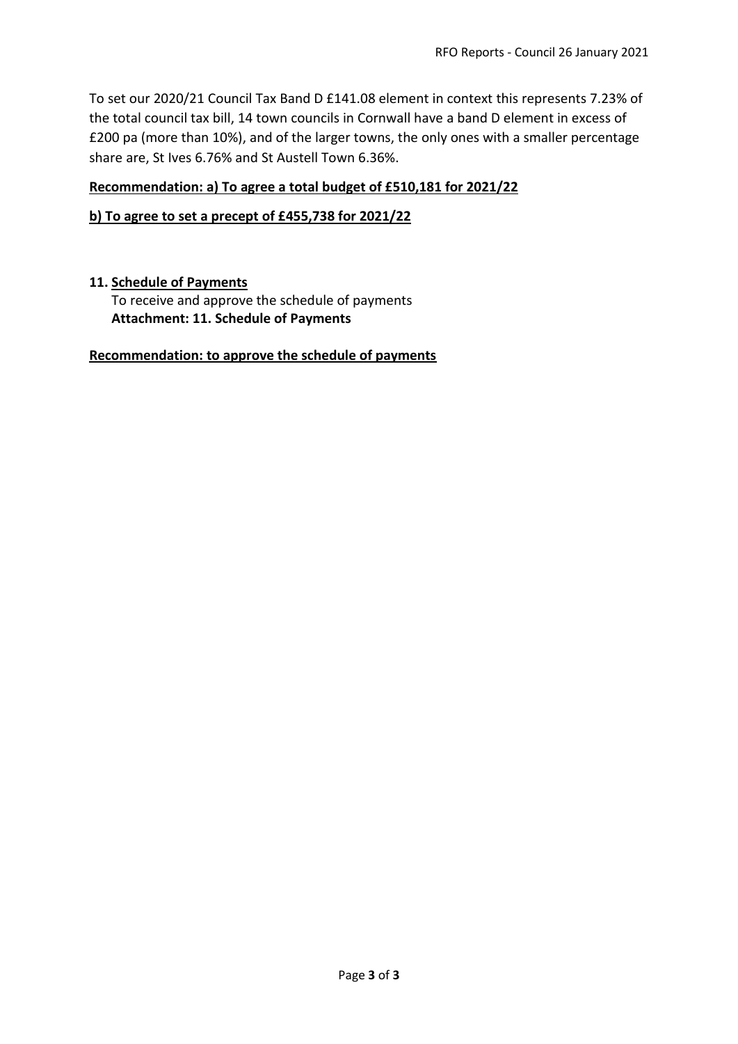To set our 2020/21 Council Tax Band D £141.08 element in context this represents 7.23% of the total council tax bill, 14 town councils in Cornwall have a band D element in excess of £200 pa (more than 10%), and of the larger towns, the only ones with a smaller percentage share are, St Ives 6.76% and St Austell Town 6.36%.

**Recommendation: a) To agree a total budget of £510,181 for 2021/22**

**b) To agree to set a precept of £455,738 for 2021/22**

**11. Schedule of Payments**

To receive and approve the schedule of payments

**Attachment: 11. Schedule of Payments**

**Recommendation: to approve the schedule of payments**